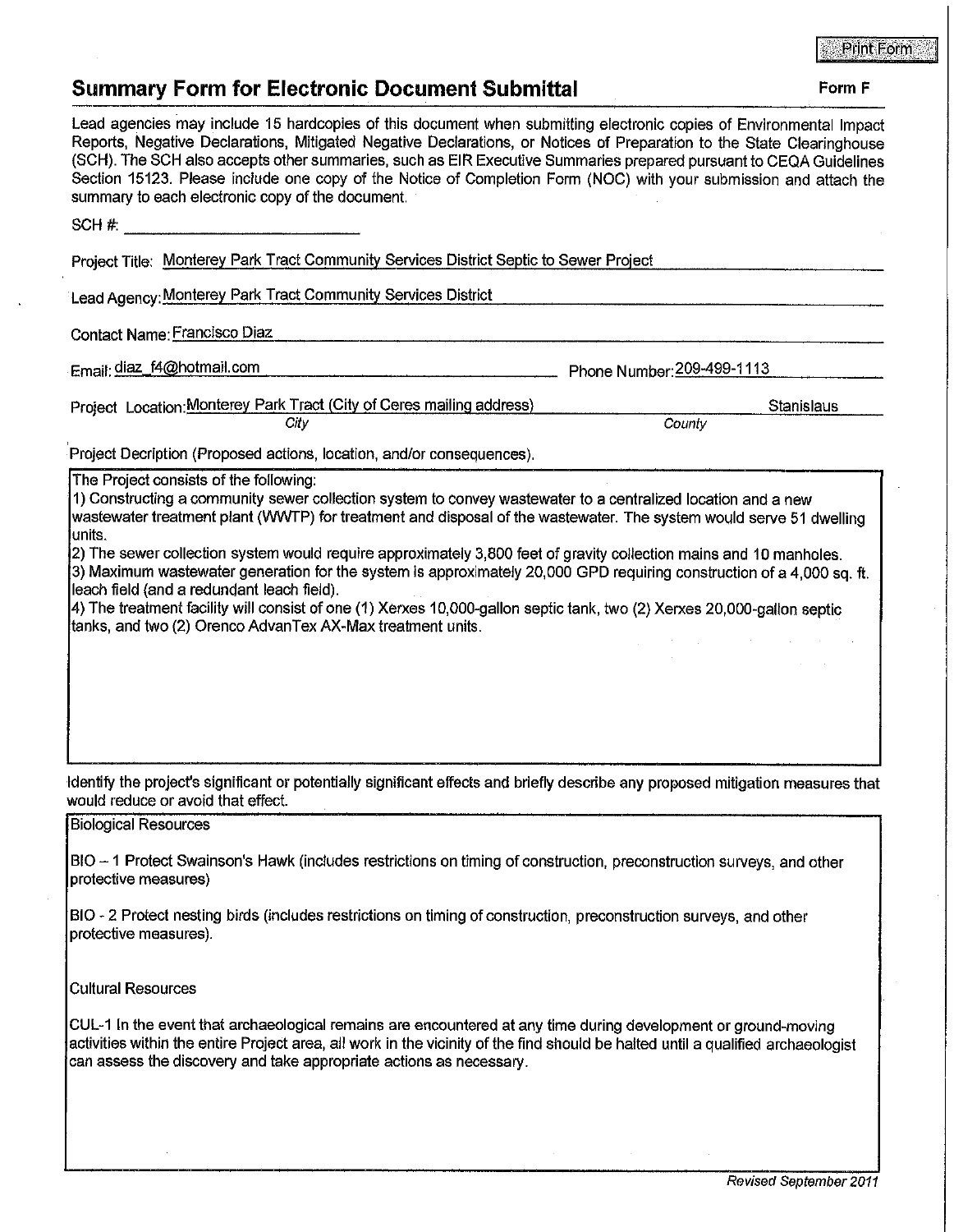Print Form

## Summary Form for Electronic Document Submittal

**Form F**

Lead agencies may include 15 hardcopies of this document when submitting electronic copies of Environmental Impact Reports, Negative Declarations, Mitigated Negative Declarations, or Notices of Preparation to the State Clearinghouse (SCH). The SCH also accepts other summaries, such as EIR Executive Summaries prepared pursuant to CEQA Guidelines Section 15123. Please include one copy of the Notice of Completion Form (NOC) with your submission and attach the summary to each electronic copy of the document.

SCH #: ____________________

Project Title: Monterey Park Tract Community Services District Septic to Sewer Project

Lead Agency: Monterey Park Tract Community Services District

Contact Name: Francisco Diaz

Email: diaz_f4@hotmail.com Phone Number: 209-499-1113

Project Location: Monterey Park Tract (City of Ceres mailing address) *City* Stanislaus *County*

Project Decription (Proposed actions, location, and/or consequences).

The Project consists of the following:
1) Constructing a community sewer collection system to convey wastewater to a centralized location and a new wastewater treatment plant (WWTP) for treatment and disposal of the wastewater. The system would serve 51 dwelling units.
2) The sewer collection system would require approximately 3,800 feet of gravity collection mains and 10 manholes.
3) Maximum wastewater generation for the system is approximately 20,000 GPD requiring construction of a 4,000 sq. ft. leach field (and a redundant leach field).
4) The treatment facility will consist of one (1) Xerxes 10,000-gallon septic tank, two (2) Xerxes 20,000-gallon septic tanks, and two (2) Orenco AdvanTex AX-Max treatment units.

Identify the project's significant or potentially significant effects and briefly describe any proposed mitigation measures that would reduce or avoid that effect.

Biological Resources

BIO – 1 Protect Swainson's Hawk (includes restrictions on timing of construction, preconstruction surveys, and other protective measures)

BIO - 2 Protect nesting birds (includes restrictions on timing of construction, preconstruction surveys, and other protective measures).

Cultural Resources

CUL-1 In the event that archaeological remains are encountered at any time during development or ground-moving activities within the entire Project area, all work in the vicinity of the find should be halted until a qualified archaeologist can assess the discovery and take appropriate actions as necessary.

*Revised September 2011*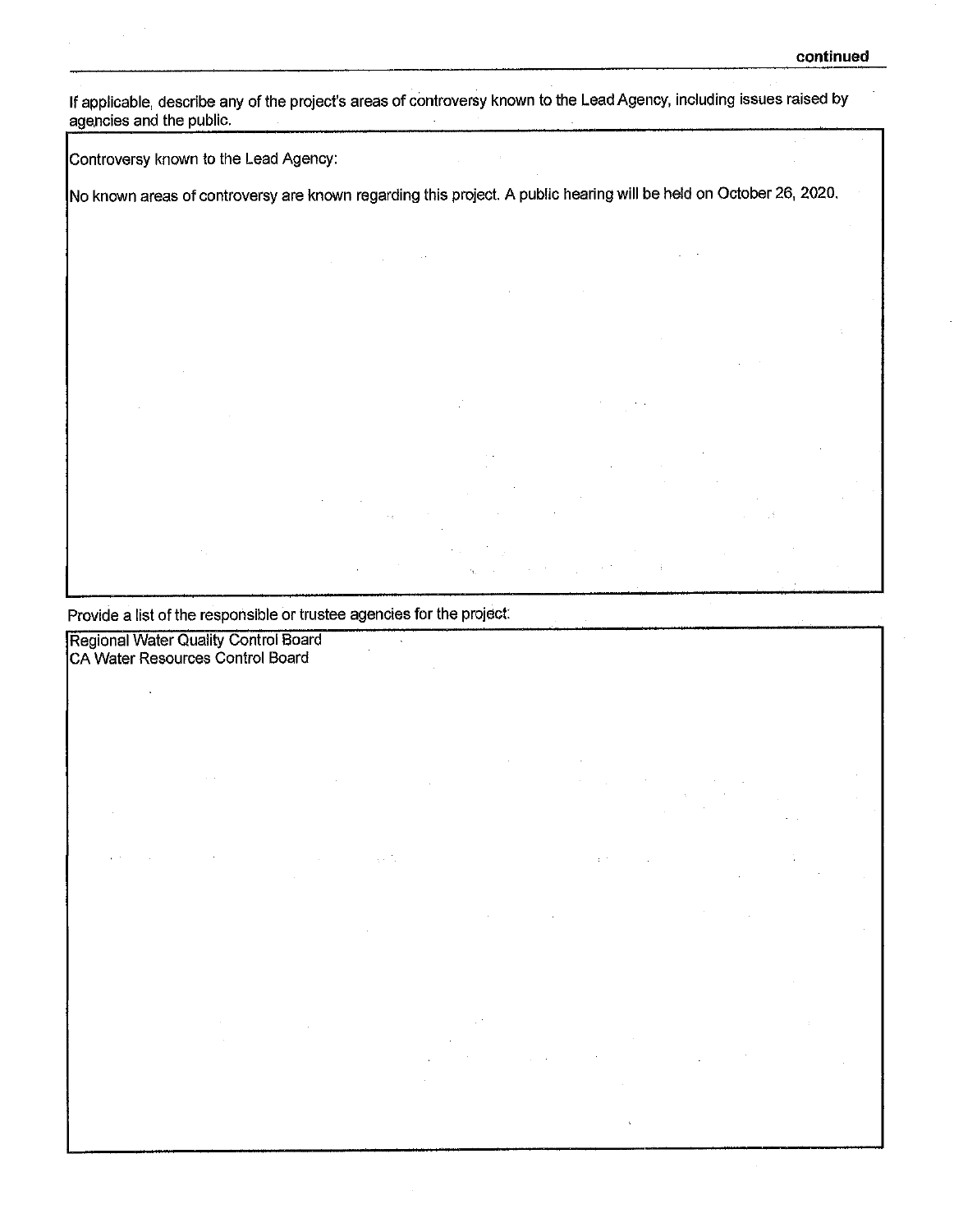If applicable, describe any of the project's areas of controversy known to the Lead Agency, including issues raised by agencies and the public.

Controversy known to the Lead Agency:

No known areas of controversy are known regarding this project. A public hearing will be held on October 26, 2020.

Provide a list of the responsible or trustee agencies for the project:

Regional Water Quality Control Board
CA Water Resources Control Board